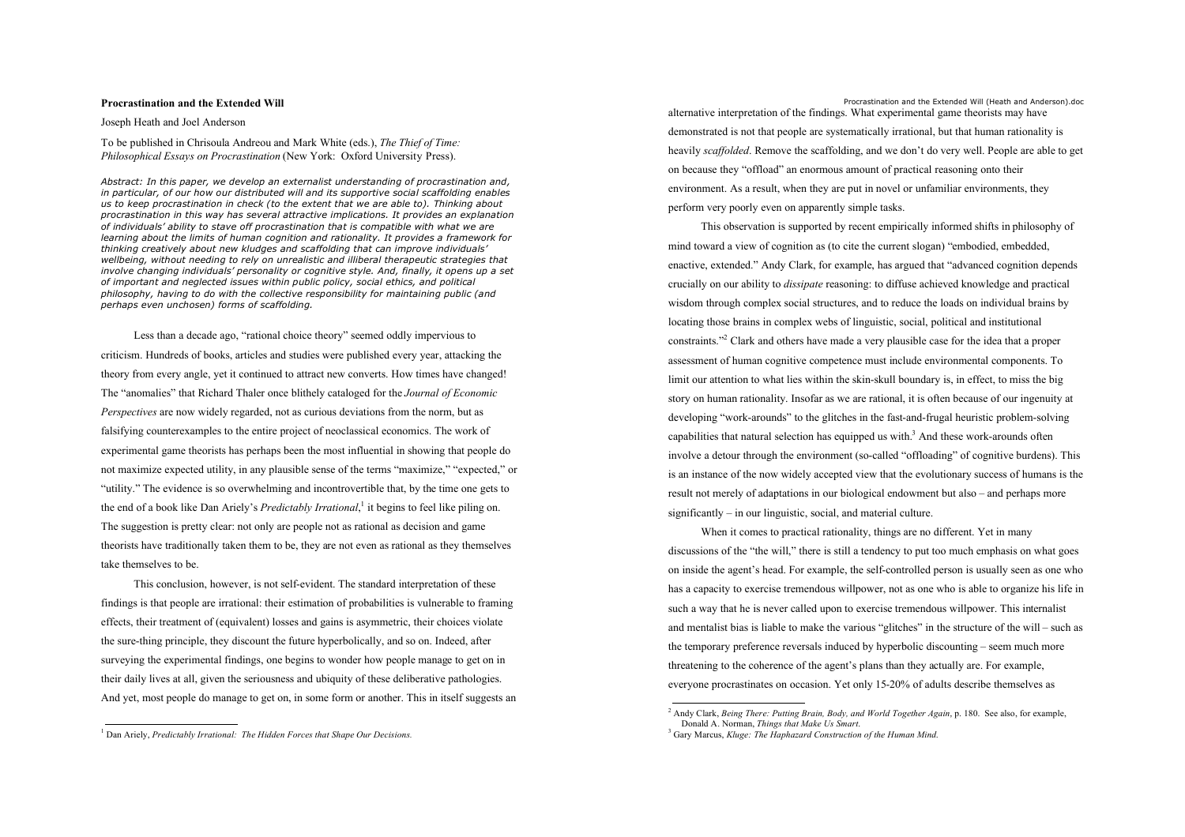**Procrastination and the Extended Will**

Joseph Heath and Joel Anderson

To be published in Chrisoula Andreou and Mark White (eds.), *The Thief of Time: Philosophical Essays on Procrastination* (New York: Oxford University Press).

*Abstract: In this paper, we develop an externalist understanding of procrastination and, in particular, of our how our distributed will and its supportive social scaffolding enables us to keep procrastination in check (to the extent that we are able to). Thinking about procrastination in this way has several attractive implications. It provides an explanation of individuals' ability to stave off procrastination that is compatible with what we are learning about the limits of human cognition and rationality. It provides a framework for thinking creatively about new kludges and scaffolding that can improve individuals' wellbeing, without needing to rely on unrealistic and illiberal therapeutic strategies that involve changing individuals' personality or cognitive style. And, finally, it opens up a set of important and neglected issues within public policy, social ethics, and political philosophy, having to do with the collective responsibility for maintaining public (and perhaps even unchosen) forms of scaffolding.*

Less than a decade ago, "rational choice theory" seemed oddly impervious to criticism. Hundreds of books, articles and studies were published every year, attacking the theory from every angle, yet it continued to attract new converts. How times have changed! The "anomalies" that Richard Thaler once blithely cataloged for the *Journal of Economic Perspectives* are now widely regarded, not as curious deviations from the norm, but as falsifying counterexamples to the entire project of neoclassical economics. The work of experimental game theorists has perhaps been the most influential in showing that people do not maximize expected utility, in any plausible sense of the terms "maximize," "expected," or "utility." The evidence is so overwhelming and incontrovertible that, by the time one gets to the end of a book like Dan Ariely's *Predictably Irrational*,[1] it begins to feel like piling on. The suggestion is pretty clear: not only are people not as rational as decision and game theorists have traditionally taken them to be, they are not even as rational as they themselves take themselves to be.

This conclusion, however, is not self-evident. The standard interpretation of these findings is that people are irrational: their estimation of probabilities is vulnerable to framing effects, their treatment of (equivalent) losses and gains is asymmetric, their choices violate the sure-thing principle, they discount the future hyperbolically, and so on. Indeed, after surveying the experimental findings, one begins to wonder how people manage to get on in their daily lives at all, given the seriousness and ubiquity of these deliberative pathologies. And yet, most people do manage to get on, in some form or another. This in itself suggests an alternative interpretation of the findings. What experimental game theorists may have demonstrated is not that people are systematically irrational, but that human rationality is heavily *scaffolded*. Remove the scaffolding, and we don't do very well. People are able to get on because they "offload" an enormous amount of practical reasoning onto their environment. As a result, when they are put in novel or unfamiliar environments, they perform very poorly even on apparently simple tasks.

This observation is supported by recent empirically informed shifts in philosophy of mind toward a view of cognition as (to cite the current slogan) "embodied, embedded, enactive, extended." Andy Clark, for example, has argued that "advanced cognition depends crucially on our ability to *dissipate* reasoning: to diffuse achieved knowledge and practical wisdom through complex social structures, and to reduce the loads on individual brains by locating those brains in complex webs of linguistic, social, political and institutional constraints."[2] Clark and others have made a very plausible case for the idea that a proper assessment of human cognitive competence must include environmental components. To limit our attention to what lies within the skin-skull boundary is, in effect, to miss the big story on human rationality. Insofar as we are rational, it is often because of our ingenuity at developing "work-arounds" to the glitches in the fast-and-frugal heuristic problem-solving capabilities that natural selection has equipped us with.[3] And these work-arounds often involve a detour through the environment (so-called "offloading" of cognitive burdens). This is an instance of the now widely accepted view that the evolutionary success of humans is the result not merely of adaptations in our biological endowment but also – and perhaps more significantly – in our linguistic, social, and material culture.

When it comes to practical rationality, things are no different. Yet in many discussions of the "the will," there is still a tendency to put too much emphasis on what goes on inside the agent's head. For example, the self-controlled person is usually seen as one who has a capacity to exercise tremendous willpower, not as one who is able to organize his life in such a way that he is never called upon to exercise tremendous willpower. This internalist and mentalist bias is liable to make the various "glitches" in the structure of the will – such as the temporary preference reversals induced by hyperbolic discounting – seem much more threatening to the coherence of the agent's plans than they actually are. For example, everyone procrastinates on occasion. Yet only 15-20% of adults describe themselves as

[1] Dan Ariely, *Predictably Irrational: The Hidden Forces that Shape Our Decisions.*

[2] Andy Clark, *Being There: Putting Brain, Body, and World Together Again*, p. 180. See also, for example, Donald A. Norman, *Things that Make Us Smart*.

[3] Gary Marcus, *Kluge: The Haphazard Construction of the Human Mind*.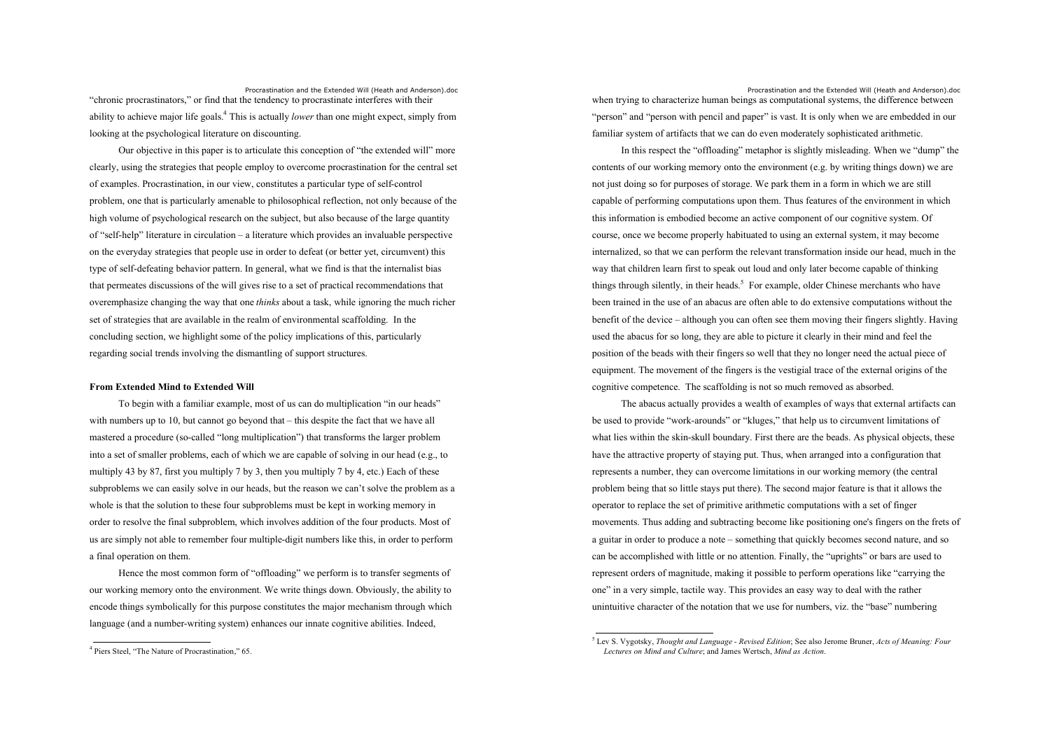"chronic procrastinators," or find that the tendency to procrastinate interferes with their ability to achieve major life goals.[4] This is actually *lower* than one might expect, simply from looking at the psychological literature on discounting.

Our objective in this paper is to articulate this conception of "the extended will" more clearly, using the strategies that people employ to overcome procrastination for the central set of examples. Procrastination, in our view, constitutes a particular type of self-control problem, one that is particularly amenable to philosophical reflection, not only because of the high volume of psychological research on the subject, but also because of the large quantity of "self-help" literature in circulation – a literature which provides an invaluable perspective on the everyday strategies that people use in order to defeat (or better yet, circumvent) this type of self-defeating behavior pattern. In general, what we find is that the internalist bias that permeates discussions of the will gives rise to a set of practical recommendations that overemphasize changing the way that one *thinks* about a task, while ignoring the much richer set of strategies that are available in the realm of environmental scaffolding. In the concluding section, we highlight some of the policy implications of this, particularly regarding social trends involving the dismantling of support structures.

**From Extended Mind to Extended Will**

To begin with a familiar example, most of us can do multiplication "in our heads" with numbers up to 10, but cannot go beyond that – this despite the fact that we have all mastered a procedure (so-called "long multiplication") that transforms the larger problem into a set of smaller problems, each of which we are capable of solving in our head (e.g., to multiply 43 by 87, first you multiply 7 by 3, then you multiply 7 by 4, etc.) Each of these subproblems we can easily solve in our heads, but the reason we can't solve the problem as a whole is that the solution to these four subproblems must be kept in working memory in order to resolve the final subproblem, which involves addition of the four products. Most of us are simply not able to remember four multiple-digit numbers like this, in order to perform a final operation on them.

Hence the most common form of "offloading" we perform is to transfer segments of our working memory onto the environment. We write things down. Obviously, the ability to encode things symbolically for this purpose constitutes the major mechanism through which language (and a number-writing system) enhances our innate cognitive abilities. Indeed, when trying to characterize human beings as computational systems, the difference between "person" and "person with pencil and paper" is vast. It is only when we are embedded in our familiar system of artifacts that we can do even moderately sophisticated arithmetic.

In this respect the "offloading" metaphor is slightly misleading. When we "dump" the contents of our working memory onto the environment (e.g. by writing things down) we are not just doing so for purposes of storage. We park them in a form in which we are still capable of performing computations upon them. Thus features of the environment in which this information is embodied become an active component of our cognitive system. Of course, once we become properly habituated to using an external system, it may become internalized, so that we can perform the relevant transformation inside our head, much in the way that children learn first to speak out loud and only later become capable of thinking things through silently, in their heads.[5] For example, older Chinese merchants who have been trained in the use of an abacus are often able to do extensive computations without the benefit of the device – although you can often see them moving their fingers slightly. Having used the abacus for so long, they are able to picture it clearly in their mind and feel the position of the beads with their fingers so well that they no longer need the actual piece of equipment. The movement of the fingers is the vestigial trace of the external origins of the cognitive competence. The scaffolding is not so much removed as absorbed.

The abacus actually provides a wealth of examples of ways that external artifacts can be used to provide "work-arounds" or "kluges," that help us to circumvent limitations of what lies within the skin-skull boundary. First there are the beads. As physical objects, these have the attractive property of staying put. Thus, when arranged into a configuration that represents a number, they can overcome limitations in our working memory (the central problem being that so little stays put there). The second major feature is that it allows the operator to replace the set of primitive arithmetic computations with a set of finger movements. Thus adding and subtracting become like positioning one's fingers on the frets of a guitar in order to produce a note – something that quickly becomes second nature, and so can be accomplished with little or no attention. Finally, the "uprights" or bars are used to represent orders of magnitude, making it possible to perform operations like "carrying the one" in a very simple, tactile way. This provides an easy way to deal with the rather unintuitive character of the notation that we use for numbers, viz. the "base" numbering

[4] Piers Steel, "The Nature of Procrastination," 65.

[5] Lev S. Vygotsky, *Thought and Language - Revised Edition*; See also Jerome Bruner, *Acts of Meaning: Four Lectures on Mind and Culture*; and James Wertsch, *Mind as Action*.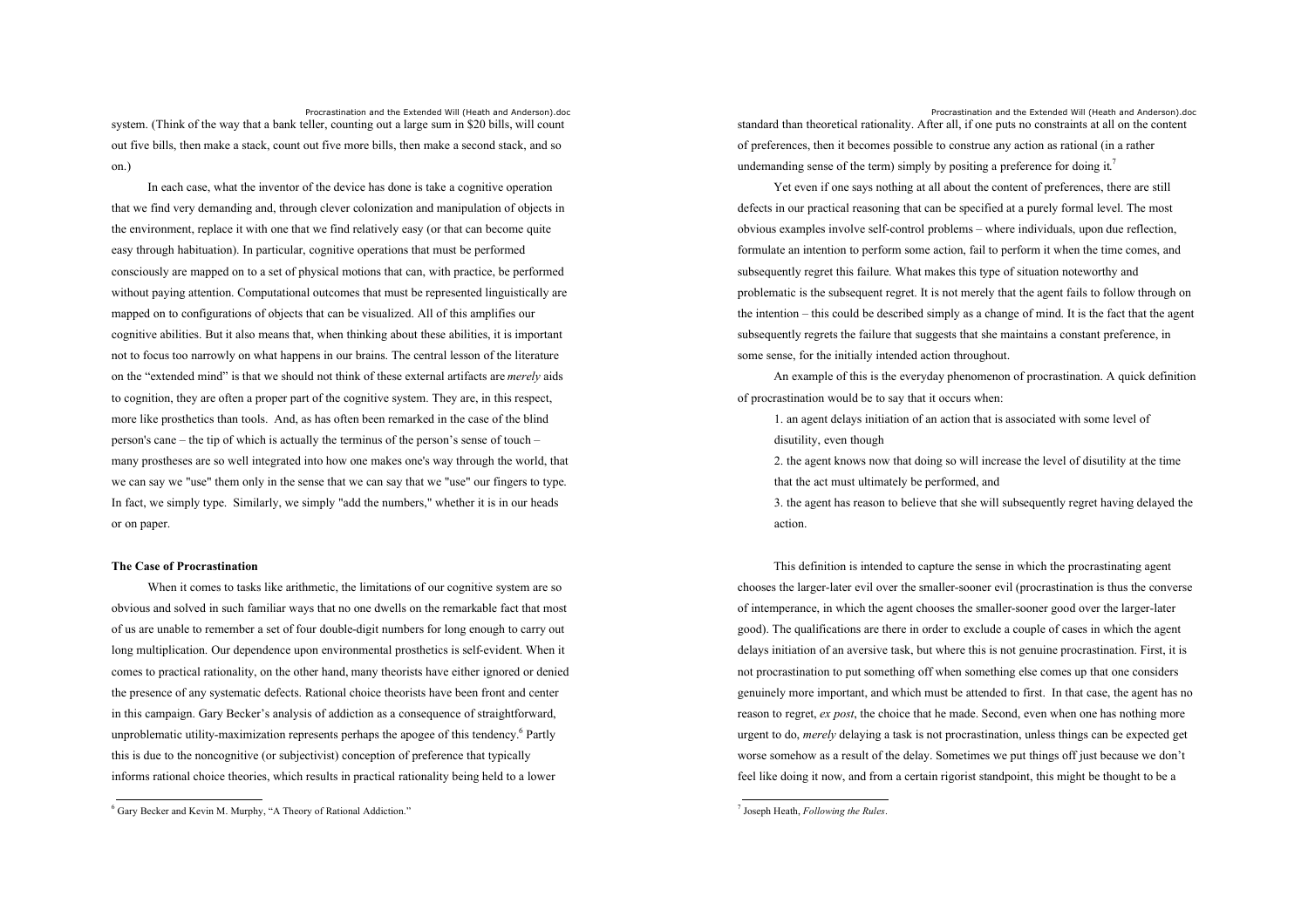system. (Think of the way that a bank teller, counting out a large sum in $20 bills, will count out five bills, then make a stack, count out five more bills, then make a second stack, and so on.)

In each case, what the inventor of the device has done is take a cognitive operation that we find very demanding and, through clever colonization and manipulation of objects in the environment, replace it with one that we find relatively easy (or that can become quite easy through habituation). In particular, cognitive operations that must be performed consciously are mapped on to a set of physical motions that can, with practice, be performed without paying attention. Computational outcomes that must be represented linguistically are mapped on to configurations of objects that can be visualized. All of this amplifies our cognitive abilities. But it also means that, when thinking about these abilities, it is important not to focus too narrowly on what happens in our brains. The central lesson of the literature on the "extended mind" is that we should not think of these external artifacts are *merely* aids to cognition, they are often a proper part of the cognitive system. They are, in this respect, more like prosthetics than tools. And, as has often been remarked in the case of the blind person's cane – the tip of which is actually the terminus of the person's sense of touch – many prostheses are so well integrated into how one makes one's way through the world, that we can say we "use" them only in the sense that we can say that we "use" our fingers to type. In fact, we simply type. Similarly, we simply "add the numbers," whether it is in our heads or on paper.

**The Case of Procrastination**

When it comes to tasks like arithmetic, the limitations of our cognitive system are so obvious and solved in such familiar ways that no one dwells on the remarkable fact that most of us are unable to remember a set of four double-digit numbers for long enough to carry out long multiplication. Our dependence upon environmental prosthetics is self-evident. When it comes to practical rationality, on the other hand, many theorists have either ignored or denied the presence of any systematic defects. Rational choice theorists have been front and center in this campaign. Gary Becker's analysis of addiction as a consequence of straightforward, unproblematic utility-maximization represents perhaps the apogee of this tendency.[6] Partly this is due to the noncognitive (or subjectivist) conception of preference that typically informs rational choice theories, which results in practical rationality being held to a lower standard than theoretical rationality. After all, if one puts no constraints at all on the content of preferences, then it becomes possible to construe any action as rational (in a rather undemanding sense of the term) simply by positing a preference for doing it.[7]

Yet even if one says nothing at all about the content of preferences, there are still defects in our practical reasoning that can be specified at a purely formal level. The most obvious examples involve self-control problems – where individuals, upon due reflection, formulate an intention to perform some action, fail to perform it when the time comes, and subsequently regret this failure. What makes this type of situation noteworthy and problematic is the subsequent regret. It is not merely that the agent fails to follow through on the intention – this could be described simply as a change of mind. It is the fact that the agent subsequently regrets the failure that suggests that she maintains a constant preference, in some sense, for the initially intended action throughout.

An example of this is the everyday phenomenon of procrastination. A quick definition of procrastination would be to say that it occurs when:

1. an agent delays initiation of an action that is associated with some level of disutility, even though
2. the agent knows now that doing so will increase the level of disutility at the time that the act must ultimately be performed, and
3. the agent has reason to believe that she will subsequently regret having delayed the action.

This definition is intended to capture the sense in which the procrastinating agent chooses the larger-later evil over the smaller-sooner evil (procrastination is thus the converse of intemperance, in which the agent chooses the smaller-sooner good over the larger-later good). The qualifications are there in order to exclude a couple of cases in which the agent delays initiation of an aversive task, but where this is not genuine procrastination. First, it is not procrastination to put something off when something else comes up that one considers genuinely more important, and which must be attended to first. In that case, the agent has no reason to regret, *ex post*, the choice that he made. Second, even when one has nothing more urgent to do, *merely* delaying a task is not procrastination, unless things can be expected get worse somehow as a result of the delay. Sometimes we put things off just because we don't feel like doing it now, and from a certain rigorist standpoint, this might be thought to be a

[6] Gary Becker and Kevin M. Murphy, "A Theory of Rational Addiction."

[7] Joseph Heath, *Following the Rules*.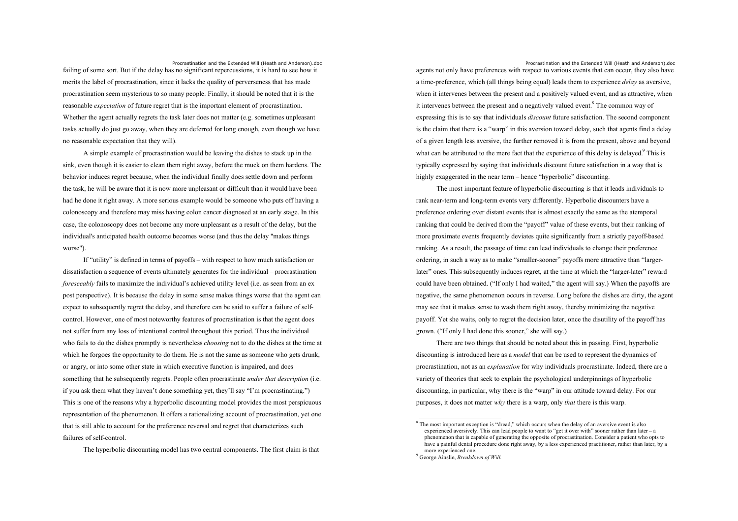failing of some sort. But if the delay has no significant repercussions, it is hard to see how it merits the label of procrastination, since it lacks the quality of perverseness that has made procrastination seem mysterious to so many people. Finally, it should be noted that it is the reasonable *expectation* of future regret that is the important element of procrastination. Whether the agent actually regrets the task later does not matter (e.g. sometimes unpleasant tasks actually do just go away, when they are deferred for long enough, even though we have no reasonable expectation that they will).

A simple example of procrastination would be leaving the dishes to stack up in the sink, even though it is easier to clean them right away, before the muck on them hardens. The behavior induces regret because, when the individual finally does settle down and perform the task, he will be aware that it is now more unpleasant or difficult than it would have been had he done it right away. A more serious example would be someone who puts off having a colonoscopy and therefore may miss having colon cancer diagnosed at an early stage. In this case, the colonoscopy does not become any more unpleasant as a result of the delay, but the individual's anticipated health outcome becomes worse (and thus the delay "makes things worse").

If "utility" is defined in terms of payoffs – with respect to how much satisfaction or dissatisfaction a sequence of events ultimately generates for the individual – procrastination *foreseeably* fails to maximize the individual's achieved utility level (i.e. as seen from an ex post perspective). It is because the delay in some sense makes things worse that the agent can expect to subsequently regret the delay, and therefore can be said to suffer a failure of self-control. However, one of most noteworthy features of procrastination is that the agent does not suffer from any loss of intentional control throughout this period. Thus the individual who fails to do the dishes promptly is nevertheless *choosing* not to do the dishes at the time at which he forgoes the opportunity to do them. He is not the same as someone who gets drunk, or angry, or into some other state in which executive function is impaired, and does something that he subsequently regrets. People often procrastinate *under that description* (i.e. if you ask them what they haven't done something yet, they'll say "I'm procrastinating.") This is one of the reasons why a hyperbolic discounting model provides the most perspicuous representation of the phenomenon. It offers a rationalizing account of procrastination, yet one that is still able to account for the preference reversal and regret that characterizes such failures of self-control.

The hyperbolic discounting model has two central components. The first claim is that agents not only have preferences with respect to various events that can occur, they also have a time-preference, which (all things being equal) leads them to experience *delay* as aversive, when it intervenes between the present and a positively valued event, and as attractive, when it intervenes between the present and a negatively valued event.[8] The common way of expressing this is to say that individuals *discount* future satisfaction. The second component is the claim that there is a "warp" in this aversion toward delay, such that agents find a delay of a given length less aversive, the further removed it is from the present, above and beyond what can be attributed to the mere fact that the experience of this delay is delayed.[9] This is typically expressed by saying that individuals discount future satisfaction in a way that is highly exaggerated in the near term – hence "hyperbolic" discounting.

The most important feature of hyperbolic discounting is that it leads individuals to rank near-term and long-term events very differently. Hyperbolic discounters have a preference ordering over distant events that is almost exactly the same as the atemporal ranking that could be derived from the "payoff" value of these events, but their ranking of more proximate events frequently deviates quite significantly from a strictly payoff-based ranking. As a result, the passage of time can lead individuals to change their preference ordering, in such a way as to make "smaller-sooner" payoffs more attractive than "larger-later" ones. This subsequently induces regret, at the time at which the "larger-later" reward could have been obtained. ("If only I had waited," the agent will say.) When the payoffs are negative, the same phenomenon occurs in reverse. Long before the dishes are dirty, the agent may see that it makes sense to wash them right away, thereby minimizing the negative payoff. Yet she waits, only to regret the decision later, once the disutility of the payoff has grown. ("If only I had done this sooner," she will say.)

There are two things that should be noted about this in passing. First, hyperbolic discounting is introduced here as a *model* that can be used to represent the dynamics of procrastination, not as an *explanation* for why individuals procrastinate. Indeed, there are a variety of theories that seek to explain the psychological underpinnings of hyperbolic discounting, in particular, why there is the "warp" in our attitude toward delay. For our purposes, it does not matter *why* there is a warp, only *that* there is this warp.

[8] The most important exception is "dread," which occurs when the delay of an aversive event is also experienced aversively. This can lead people to want to "get it over with" sooner rather than later – a phenomenon that is capable of generating the opposite of procrastination. Consider a patient who opts to have a painful dental procedure done right away, by a less experienced practitioner, rather than later, by a more experienced one.

[9] George Ainslie, *Breakdown of Will.*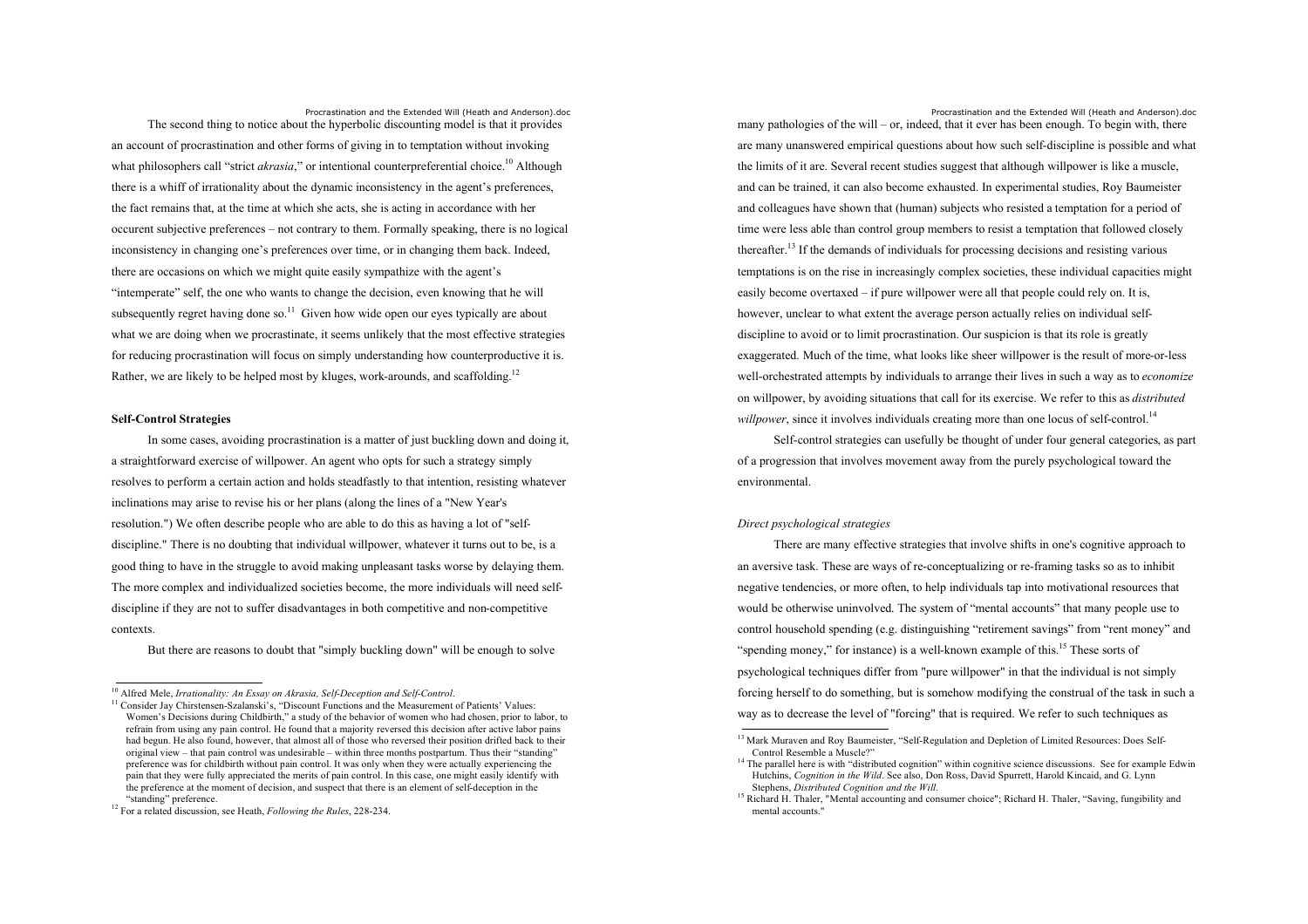The second thing to notice about the hyperbolic discounting model is that it provides an account of procrastination and other forms of giving in to temptation without invoking what philosophers call "strict *akrasia*," or intentional counterpreferential choice.[10] Although there is a whiff of irrationality about the dynamic inconsistency in the agent's preferences, the fact remains that, at the time at which she acts, she is acting in accordance with her occurent subjective preferences – not contrary to them. Formally speaking, there is no logical inconsistency in changing one's preferences over time, or in changing them back. Indeed, there are occasions on which we might quite easily sympathize with the agent's "intemperate" self, the one who wants to change the decision, even knowing that he will subsequently regret having done so.[11] Given how wide open our eyes typically are about what we are doing when we procrastinate, it seems unlikely that the most effective strategies for reducing procrastination will focus on simply understanding how counterproductive it is. Rather, we are likely to be helped most by kluges, work-arounds, and scaffolding.[12]

### Self-Control Strategies

In some cases, avoiding procrastination is a matter of just buckling down and doing it, a straightforward exercise of willpower. An agent who opts for such a strategy simply resolves to perform a certain action and holds steadfastly to that intention, resisting whatever inclinations may arise to revise his or her plans (along the lines of a "New Year's resolution.") We often describe people who are able to do this as having a lot of "self-discipline." There is no doubting that individual willpower, whatever it turns out to be, is a good thing to have in the struggle to avoid making unpleasant tasks worse by delaying them. The more complex and individualized societies become, the more individuals will need self-discipline if they are not to suffer disadvantages in both competitive and non-competitive contexts.

But there are reasons to doubt that "simply buckling down" will be enough to solve many pathologies of the will – or, indeed, that it ever has been enough. To begin with, there are many unanswered empirical questions about how such self-discipline is possible and what the limits of it are. Several recent studies suggest that although willpower is like a muscle, and can be trained, it can also become exhausted. In experimental studies, Roy Baumeister and colleagues have shown that (human) subjects who resisted a temptation for a period of time were less able than control group members to resist a temptation that followed closely thereafter.[13] If the demands of individuals for processing decisions and resisting various temptations is on the rise in increasingly complex societies, these individual capacities might easily become overtaxed – if pure willpower were all that people could rely on. It is, however, unclear to what extent the average person actually relies on individual self-discipline to avoid or to limit procrastination. Our suspicion is that its role is greatly exaggerated. Much of the time, what looks like sheer willpower is the result of more-or-less well-orchestrated attempts by individuals to arrange their lives in such a way as to *economize* on willpower, by avoiding situations that call for its exercise. We refer to this as *distributed willpower*, since it involves individuals creating more than one locus of self-control.[14]

Self-control strategies can usefully be thought of under four general categories, as part of a progression that involves movement away from the purely psychological toward the environmental.

#### *Direct psychological strategies*

There are many effective strategies that involve shifts in one's cognitive approach to an aversive task. These are ways of re-conceptualizing or re-framing tasks so as to inhibit negative tendencies, or more often, to help individuals tap into motivational resources that would be otherwise uninvolved. The system of "mental accounts" that many people use to control household spending (e.g. distinguishing "retirement savings" from "rent money" and "spending money," for instance) is a well-known example of this.[15] These sorts of psychological techniques differ from "pure willpower" in that the individual is not simply forcing herself to do something, but is somehow modifying the construal of the task in such a way as to decrease the level of "forcing" that is required. We refer to such techniques as

---

[10] Alfred Mele, *Irrationality: An Essay on Akrasia, Self-Deception and Self-Control*.

[11] Consider Jay Chirstensen-Szalanski's, "Discount Functions and the Measurement of Patients' Values: Women's Decisions during Childbirth," a study of the behavior of women who had chosen, prior to labor, to refrain from using any pain control. He found that a majority reversed this decision after active labor pains had begun. He also found, however, that almost all of those who reversed their position drifted back to their original view – that pain control was undesirable – within three months postpartum. Thus their "standing" preference was for childbirth without pain control. It was only when they were actually experiencing the pain that they were fully appreciated the merits of pain control. In this case, one might easily identify with the preference at the moment of decision, and suspect that there is an element of self-deception in the "standing" preference.

[12] For a related discussion, see Heath, *Following the Rules*, 228-234.

[13] Mark Muraven and Roy Baumeister, "Self-Regulation and Depletion of Limited Resources: Does Self-Control Resemble a Muscle?"

[14] The parallel here is with "distributed cognition" within cognitive science discussions. See for example Edwin Hutchins, *Cognition in the Wild*. See also, Don Ross, David Spurrett, Harold Kincaid, and G. Lynn Stephens, *Distributed Cognition and the Will*.

[15] Richard H. Thaler, "Mental accounting and consumer choice"; Richard H. Thaler, "Saving, fungibility and mental accounts."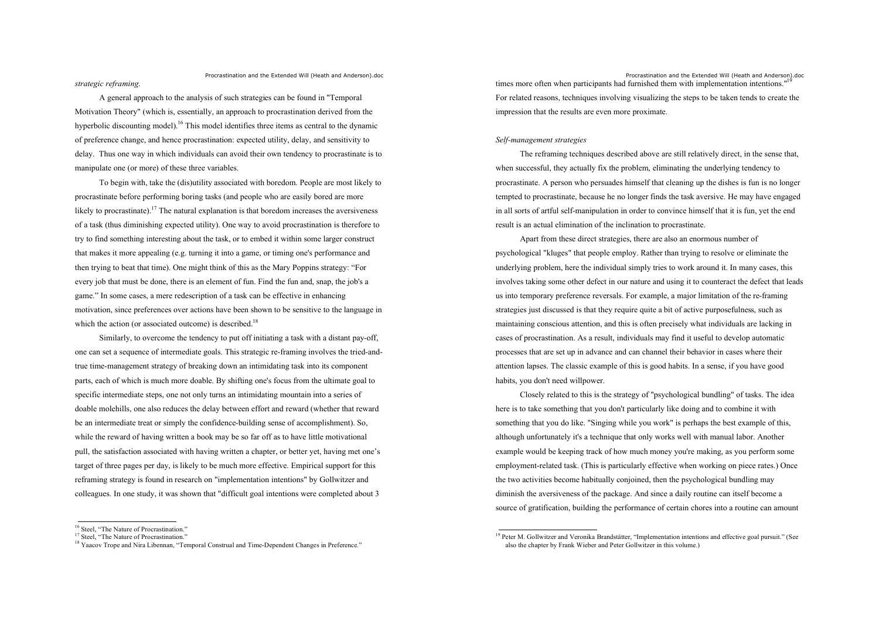*strategic reframing*.

A general approach to the analysis of such strategies can be found in "Temporal Motivation Theory" (which is, essentially, an approach to procrastination derived from the hyperbolic discounting model).[16] This model identifies three items as central to the dynamic of preference change, and hence procrastination: expected utility, delay, and sensitivity to delay. Thus one way in which individuals can avoid their own tendency to procrastinate is to manipulate one (or more) of these three variables.

To begin with, take the (dis)utility associated with boredom. People are most likely to procrastinate before performing boring tasks (and people who are easily bored are more likely to procrastinate).[17] The natural explanation is that boredom increases the aversiveness of a task (thus diminishing expected utility). One way to avoid procrastination is therefore to try to find something interesting about the task, or to embed it within some larger construct that makes it more appealing (e.g. turning it into a game, or timing one's performance and then trying to beat that time). One might think of this as the Mary Poppins strategy: "For every job that must be done, there is an element of fun. Find the fun and, snap, the job's a game." In some cases, a mere redescription of a task can be effective in enhancing motivation, since preferences over actions have been shown to be sensitive to the language in which the action (or associated outcome) is described.[18]

Similarly, to overcome the tendency to put off initiating a task with a distant pay-off, one can set a sequence of intermediate goals. This strategic re-framing involves the tried-and-true time-management strategy of breaking down an intimidating task into its component parts, each of which is much more doable. By shifting one's focus from the ultimate goal to specific intermediate steps, one not only turns an intimidating mountain into a series of doable molehills, one also reduces the delay between effort and reward (whether that reward be an intermediate treat or simply the confidence-building sense of accomplishment). So, while the reward of having written a book may be so far off as to have little motivational pull, the satisfaction associated with having written a chapter, or better yet, having met one's target of three pages per day, is likely to be much more effective. Empirical support for this reframing strategy is found in research on "implementation intentions" by Gollwitzer and colleagues. In one study, it was shown that "difficult goal intentions were completed about 3 times more often when participants had furnished them with implementation intentions."[19] For related reasons, techniques involving visualizing the steps to be taken tends to create the impression that the results are even more proximate.

### *Self-management strategies*

The reframing techniques described above are still relatively direct, in the sense that, when successful, they actually fix the problem, eliminating the underlying tendency to procrastinate. A person who persuades himself that cleaning up the dishes is fun is no longer tempted to procrastinate, because he no longer finds the task aversive. He may have engaged in all sorts of artful self-manipulation in order to convince himself that it is fun, yet the end result is an actual elimination of the inclination to procrastinate.

Apart from these direct strategies, there are also an enormous number of psychological "kluges" that people employ. Rather than trying to resolve or eliminate the underlying problem, here the individual simply tries to work around it. In many cases, this involves taking some other defect in our nature and using it to counteract the defect that leads us into temporary preference reversals. For example, a major limitation of the re-framing strategies just discussed is that they require quite a bit of active purposefulness, such as maintaining conscious attention, and this is often precisely what individuals are lacking in cases of procrastination. As a result, individuals may find it useful to develop automatic processes that are set up in advance and can channel their behavior in cases where their attention lapses. The classic example of this is good habits. In a sense, if you have good habits, you don't need willpower.

Closely related to this is the strategy of "psychological bundling" of tasks. The idea here is to take something that you don't particularly like doing and to combine it with something that you do like. "Singing while you work" is perhaps the best example of this, although unfortunately it's a technique that only works well with manual labor. Another example would be keeping track of how much money you're making, as you perform some employment-related task. (This is particularly effective when working on piece rates.) Once the two activities become habitually conjoined, then the psychological bundling may diminish the aversiveness of the package. And since a daily routine can itself become a source of gratification, building the performance of certain chores into a routine can amount

---

[16] Steel, "The Nature of Procrastination."

[17] Steel, "The Nature of Procrastination."

[18] Yaacov Trope and Nira Libennan, "Temporal Construal and Time-Dependent Changes in Preference."

[19] Peter M. Gollwitzer and Veronika Brandstätter, "Implementation intentions and effective goal pursuit." (See also the chapter by Frank Wieber and Peter Gollwitzer in this volume.)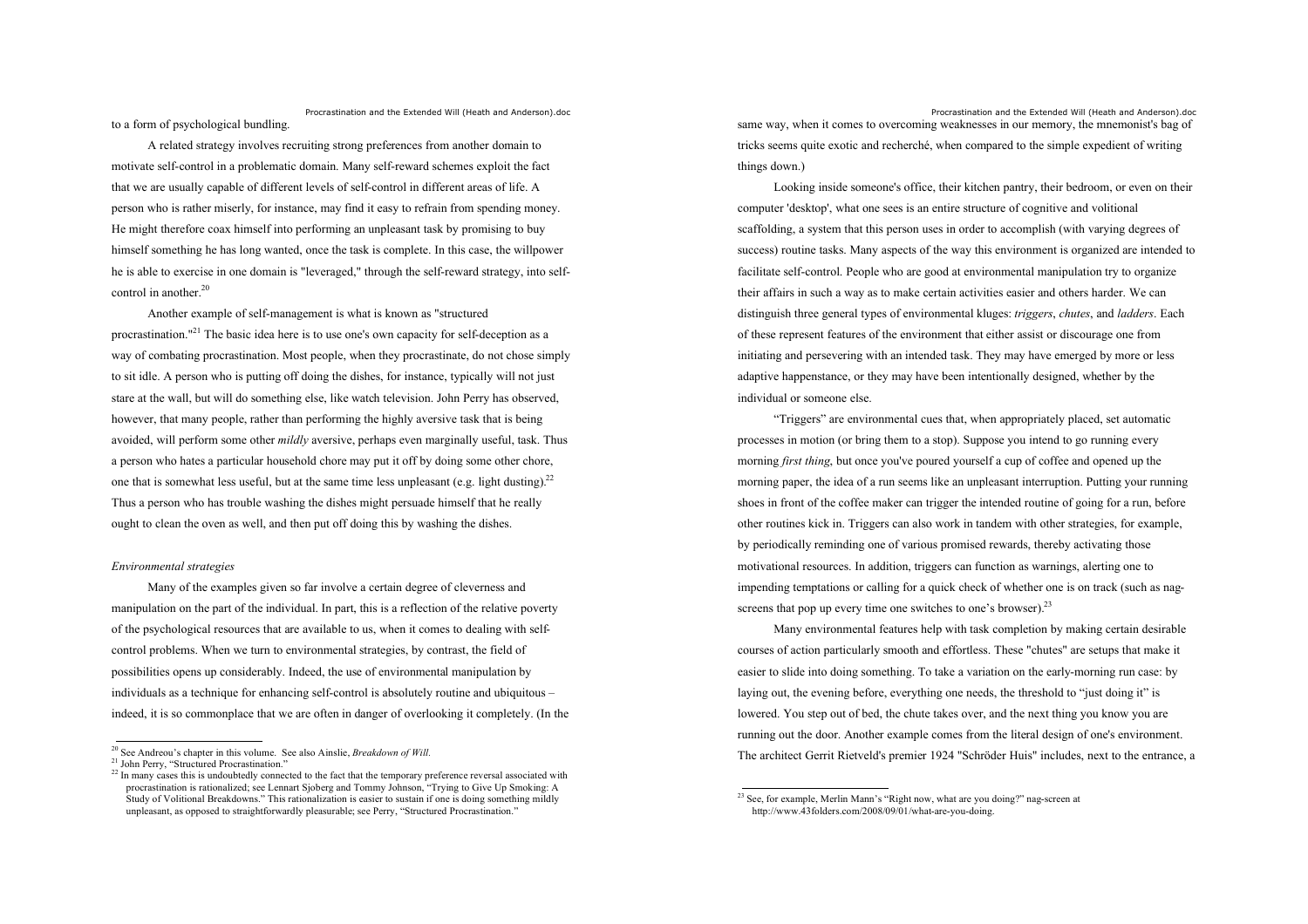to a form of psychological bundling.

A related strategy involves recruiting strong preferences from another domain to motivate self-control in a problematic domain. Many self-reward schemes exploit the fact that we are usually capable of different levels of self-control in different areas of life. A person who is rather miserly, for instance, may find it easy to refrain from spending money. He might therefore coax himself into performing an unpleasant task by promising to buy himself something he has long wanted, once the task is complete. In this case, the willpower he is able to exercise in one domain is "leveraged," through the self-reward strategy, into self-control in another.[20]

Another example of self-management is what is known as "structured procrastination."[21] The basic idea here is to use one's own capacity for self-deception as a way of combating procrastination. Most people, when they procrastinate, do not chose simply to sit idle. A person who is putting off doing the dishes, for instance, typically will not just stare at the wall, but will do something else, like watch television. John Perry has observed, however, that many people, rather than performing the highly aversive task that is being avoided, will perform some other *mildly* aversive, perhaps even marginally useful, task. Thus a person who hates a particular household chore may put it off by doing some other chore, one that is somewhat less useful, but at the same time less unpleasant (e.g. light dusting).[22] Thus a person who has trouble washing the dishes might persuade himself that he really ought to clean the oven as well, and then put off doing this by washing the dishes.

*Environmental strategies*

Many of the examples given so far involve a certain degree of cleverness and manipulation on the part of the individual. In part, this is a reflection of the relative poverty of the psychological resources that are available to us, when it comes to dealing with self-control problems. When we turn to environmental strategies, by contrast, the field of possibilities opens up considerably. Indeed, the use of environmental manipulation by individuals as a technique for enhancing self-control is absolutely routine and ubiquitous – indeed, it is so commonplace that we are often in danger of overlooking it completely. (In the same way, when it comes to overcoming weaknesses in our memory, the mnemonist's bag of tricks seems quite exotic and recherché, when compared to the simple expedient of writing things down.)

Looking inside someone's office, their kitchen pantry, their bedroom, or even on their computer 'desktop', what one sees is an entire structure of cognitive and volitional scaffolding, a system that this person uses in order to accomplish (with varying degrees of success) routine tasks. Many aspects of the way this environment is organized are intended to facilitate self-control. People who are good at environmental manipulation try to organize their affairs in such a way as to make certain activities easier and others harder. We can distinguish three general types of environmental kluges: *triggers*, *chutes*, and *ladders*. Each of these represent features of the environment that either assist or discourage one from initiating and persevering with an intended task. They may have emerged by more or less adaptive happenstance, or they may have been intentionally designed, whether by the individual or someone else.

"Triggers" are environmental cues that, when appropriately placed, set automatic processes in motion (or bring them to a stop). Suppose you intend to go running every morning *first thing*, but once you've poured yourself a cup of coffee and opened up the morning paper, the idea of a run seems like an unpleasant interruption. Putting your running shoes in front of the coffee maker can trigger the intended routine of going for a run, before other routines kick in. Triggers can also work in tandem with other strategies, for example, by periodically reminding one of various promised rewards, thereby activating those motivational resources. In addition, triggers can function as warnings, alerting one to impending temptations or calling for a quick check of whether one is on track (such as nag-screens that pop up every time one switches to one's browser).[23]

Many environmental features help with task completion by making certain desirable courses of action particularly smooth and effortless. These "chutes" are setups that make it easier to slide into doing something. To take a variation on the early-morning run case: by laying out, the evening before, everything one needs, the threshold to "just doing it" is lowered. You step out of bed, the chute takes over, and the next thing you know you are running out the door. Another example comes from the literal design of one's environment. The architect Gerrit Rietveld's premier 1924 "Schröder Huis" includes, next to the entrance, a

---

[20] See Andreou's chapter in this volume. See also Ainslie, *Breakdown of Will*.

[21] John Perry, "Structured Procrastination."

[22] In many cases this is undoubtedly connected to the fact that the temporary preference reversal associated with procrastination is rationalized; see Lennart Sjoberg and Tommy Johnson, "Trying to Give Up Smoking: A Study of Volitional Breakdowns." This rationalization is easier to sustain if one is doing something mildly unpleasant, as opposed to straightforwardly pleasurable; see Perry, "Structured Procrastination."

[23] See, for example, Merlin Mann's "Right now, what are you doing?" nag-screen at http://www.43folders.com/2008/09/01/what-are-you-doing.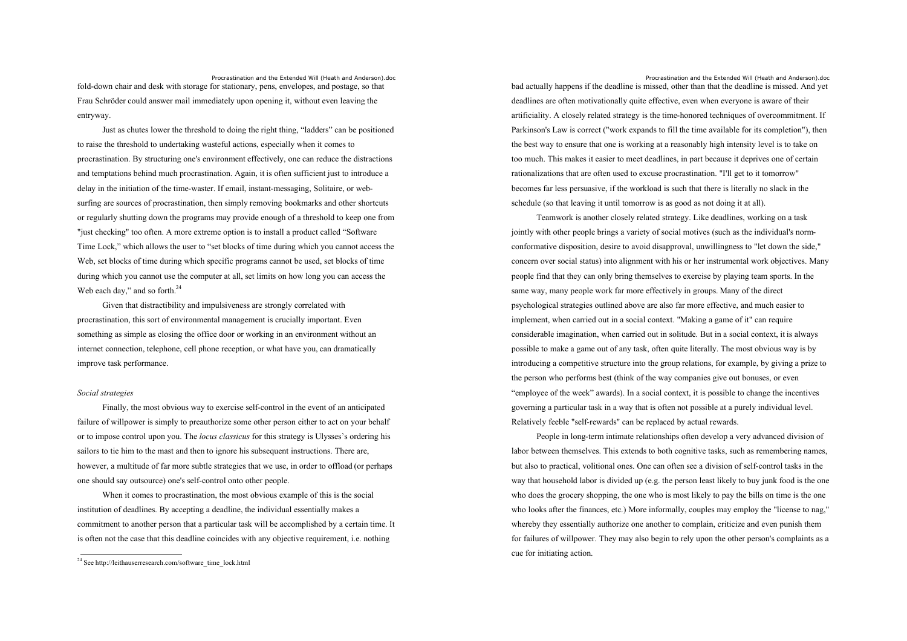fold-down chair and desk with storage for stationary, pens, envelopes, and postage, so that Frau Schröder could answer mail immediately upon opening it, without even leaving the entryway.

Just as chutes lower the threshold to doing the right thing, "ladders" can be positioned to raise the threshold to undertaking wasteful actions, especially when it comes to procrastination. By structuring one's environment effectively, one can reduce the distractions and temptations behind much procrastination. Again, it is often sufficient just to introduce a delay in the initiation of the time-waster. If email, instant-messaging, Solitaire, or web-surfing are sources of procrastination, then simply removing bookmarks and other shortcuts or regularly shutting down the programs may provide enough of a threshold to keep one from "just checking" too often. A more extreme option is to install a product called "Software Time Lock," which allows the user to "set blocks of time during which you cannot access the Web, set blocks of time during which specific programs cannot be used, set blocks of time during which you cannot use the computer at all, set limits on how long you can access the Web each day," and so forth.[24]

Given that distractibility and impulsiveness are strongly correlated with procrastination, this sort of environmental management is crucially important. Even something as simple as closing the office door or working in an environment without an internet connection, telephone, cell phone reception, or what have you, can dramatically improve task performance.

*Social strategies*

Finally, the most obvious way to exercise self-control in the event of an anticipated failure of willpower is simply to preauthorize some other person either to act on your behalf or to impose control upon you. The *locus classicus* for this strategy is Ulysses's ordering his sailors to tie him to the mast and then to ignore his subsequent instructions. There are, however, a multitude of far more subtle strategies that we use, in order to offload (or perhaps one should say outsource) one's self-control onto other people.

When it comes to procrastination, the most obvious example of this is the social institution of deadlines. By accepting a deadline, the individual essentially makes a commitment to another person that a particular task will be accomplished by a certain time. It is often not the case that this deadline coincides with any objective requirement, i.e. nothing bad actually happens if the deadline is missed, other than that the deadline is missed. And yet deadlines are often motivationally quite effective, even when everyone is aware of their artificiality. A closely related strategy is the time-honored techniques of overcommitment. If Parkinson's Law is correct ("work expands to fill the time available for its completion"), then the best way to ensure that one is working at a reasonably high intensity level is to take on too much. This makes it easier to meet deadlines, in part because it deprives one of certain rationalizations that are often used to excuse procrastination. "I'll get to it tomorrow" becomes far less persuasive, if the workload is such that there is literally no slack in the schedule (so that leaving it until tomorrow is as good as not doing it at all).

Teamwork is another closely related strategy. Like deadlines, working on a task jointly with other people brings a variety of social motives (such as the individual's norm-conformative disposition, desire to avoid disapproval, unwillingness to "let down the side," concern over social status) into alignment with his or her instrumental work objectives. Many people find that they can only bring themselves to exercise by playing team sports. In the same way, many people work far more effectively in groups. Many of the direct psychological strategies outlined above are also far more effective, and much easier to implement, when carried out in a social context. "Making a game of it" can require considerable imagination, when carried out in solitude. But in a social context, it is always possible to make a game out of any task, often quite literally. The most obvious way is by introducing a competitive structure into the group relations, for example, by giving a prize to the person who performs best (think of the way companies give out bonuses, or even "employee of the week" awards). In a social context, it is possible to change the incentives governing a particular task in a way that is often not possible at a purely individual level. Relatively feeble "self-rewards" can be replaced by actual rewards.

People in long-term intimate relationships often develop a very advanced division of labor between themselves. This extends to both cognitive tasks, such as remembering names, but also to practical, volitional ones. One can often see a division of self-control tasks in the way that household labor is divided up (e.g. the person least likely to buy junk food is the one who does the grocery shopping, the one who is most likely to pay the bills on time is the one who looks after the finances, etc.) More informally, couples may employ the "license to nag," whereby they essentially authorize one another to complain, criticize and even punish them for failures of willpower. They may also begin to rely upon the other person's complaints as a cue for initiating action.

[24] See http://leithauserresearch.com/software_time_lock.html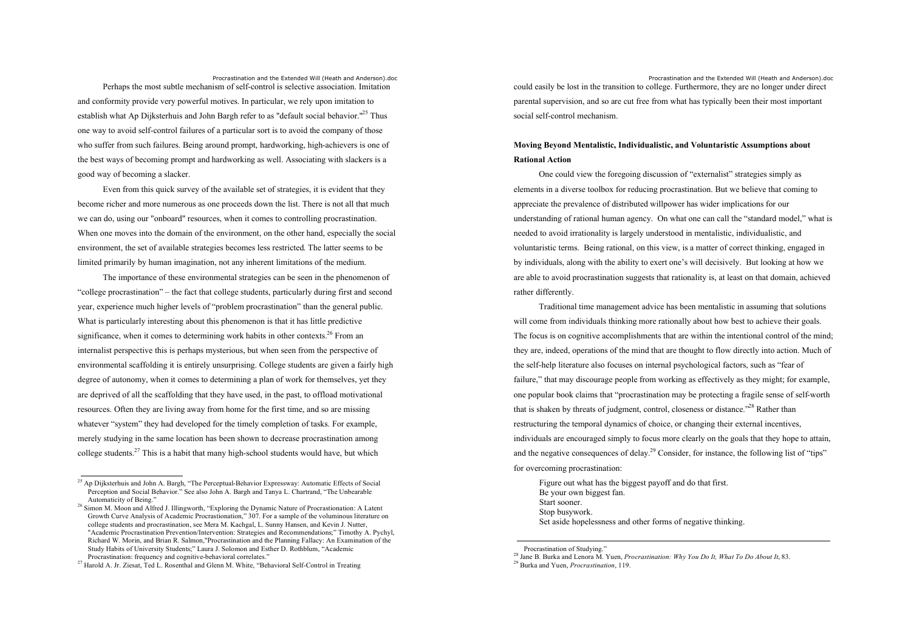Perhaps the most subtle mechanism of self-control is selective association. Imitation and conformity provide very powerful motives. In particular, we rely upon imitation to establish what Ap Dijksterhuis and John Bargh refer to as "default social behavior."[25] Thus one way to avoid self-control failures of a particular sort is to avoid the company of those who suffer from such failures. Being around prompt, hardworking, high-achievers is one of the best ways of becoming prompt and hardworking as well. Associating with slackers is a good way of becoming a slacker.

Even from this quick survey of the available set of strategies, it is evident that they become richer and more numerous as one proceeds down the list. There is not all that much we can do, using our "onboard" resources, when it comes to controlling procrastination. When one moves into the domain of the environment, on the other hand, especially the social environment, the set of available strategies becomes less restricted. The latter seems to be limited primarily by human imagination, not any inherent limitations of the medium.

The importance of these environmental strategies can be seen in the phenomenon of "college procrastination" – the fact that college students, particularly during first and second year, experience much higher levels of "problem procrastination" than the general public. What is particularly interesting about this phenomenon is that it has little predictive significance, when it comes to determining work habits in other contexts.[26] From an internalist perspective this is perhaps mysterious, but when seen from the perspective of environmental scaffolding it is entirely unsurprising. College students are given a fairly high degree of autonomy, when it comes to determining a plan of work for themselves, yet they are deprived of all the scaffolding that they have used, in the past, to offload motivational resources. Often they are living away from home for the first time, and so are missing whatever "system" they had developed for the timely completion of tasks. For example, merely studying in the same location has been shown to decrease procrastination among college students.[27] This is a habit that many high-school students would have, but which could easily be lost in the transition to college. Furthermore, they are no longer under direct parental supervision, and so are cut free from what has typically been their most important social self-control mechanism.

**Moving Beyond Mentalistic, Individualistic, and Voluntaristic Assumptions about Rational Action**

One could view the foregoing discussion of "externalist" strategies simply as elements in a diverse toolbox for reducing procrastination. But we believe that coming to appreciate the prevalence of distributed willpower has wider implications for our understanding of rational human agency. On what one can call the "standard model," what is needed to avoid irrationality is largely understood in mentalistic, individualistic, and voluntaristic terms. Being rational, on this view, is a matter of correct thinking, engaged in by individuals, along with the ability to exert one's will decisively. But looking at how we are able to avoid procrastination suggests that rationality is, at least on that domain, achieved rather differently.

Traditional time management advice has been mentalistic in assuming that solutions will come from individuals thinking more rationally about how best to achieve their goals. The focus is on cognitive accomplishments that are within the intentional control of the mind; they are, indeed, operations of the mind that are thought to flow directly into action. Much of the self-help literature also focuses on internal psychological factors, such as "fear of failure," that may discourage people from working as effectively as they might; for example, one popular book claims that "procrastination may be protecting a fragile sense of self-worth that is shaken by threats of judgment, control, closeness or distance."[28] Rather than restructuring the temporal dynamics of choice, or changing their external incentives, individuals are encouraged simply to focus more clearly on the goals that they hope to attain, and the negative consequences of delay.[29] Consider, for instance, the following list of "tips" for overcoming procrastination:

> Figure out what has the biggest payoff and do that first.
> Be your own biggest fan.
> Start sooner.
> Stop busywork.
> Set aside hopelessness and other forms of negative thinking.

---

[25] Ap Dijksterhuis and John A. Bargh, "The Perceptual-Behavior Expressway: Automatic Effects of Social Perception and Social Behavior." See also John A. Bargh and Tanya L. Chartrand, "The Unbearable Automaticity of Being."

[26] Simon M. Moon and Alfred J. Illingworth, "Exploring the Dynamic Nature of Procrastination: A Latent Growth Curve Analysis of Academic Procrastionation," 307. For a sample of the voluminous literature on college students and procrastination, see Mera M. Kachgal, L. Sunny Hansen, and Kevin J. Nutter, "Academic Procrastination Prevention/Intervention: Strategies and Recommendations;" Timothy A. Pychyl, Richard W. Morin, and Brian R. Salmon,"Procrastination and the Planning Fallacy: An Examination of the Study Habits of University Students;" Laura J. Solomon and Esther D. Rothblum, "Academic Procrastination: frequency and cognitive-behavioral correlates."

[27] Harold A. Jr. Ziesat, Ted L. Rosenthal and Glenn M. White, "Behavioral Self-Control in Treating Procrastination of Studying."

[28] Jane B. Burka and Lenora M. Yuen, *Procrastination: Why You Do It, What To Do About It*, 83.

[29] Burka and Yuen, *Procrastination*, 119.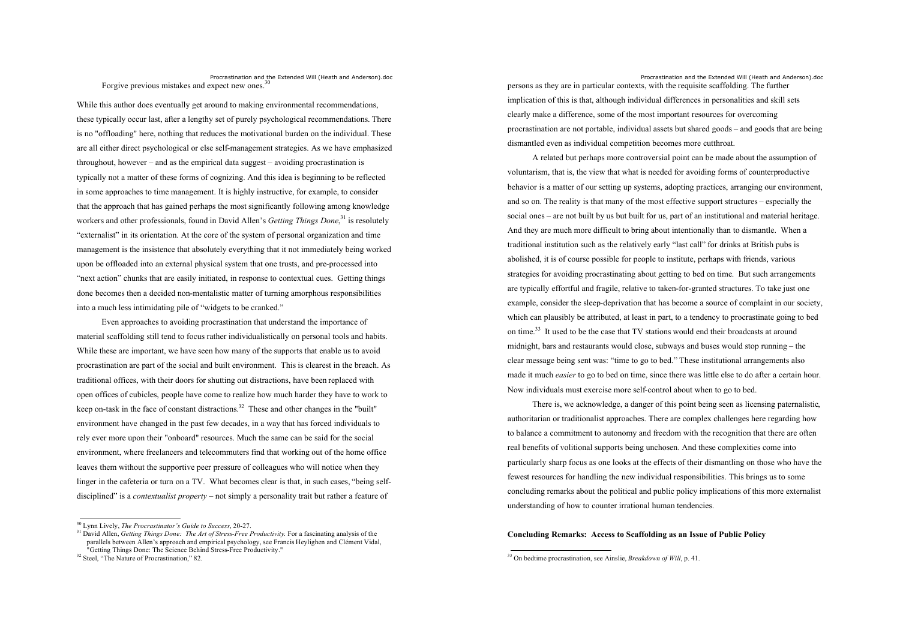Forgive previous mistakes and expect new ones.[30]

While this author does eventually get around to making environmental recommendations, these typically occur last, after a lengthy set of purely psychological recommendations. There is no "offloading" here, nothing that reduces the motivational burden on the individual. These are all either direct psychological or else self-management strategies. As we have emphasized throughout, however – and as the empirical data suggest – avoiding procrastination is typically not a matter of these forms of cognizing. And this idea is beginning to be reflected in some approaches to time management. It is highly instructive, for example, to consider that the approach that has gained perhaps the most significantly following among knowledge workers and other professionals, found in David Allen's *Getting Things Done*,[31] is resolutely "externalist" in its orientation. At the core of the system of personal organization and time management is the insistence that absolutely everything that it not immediately being worked upon be offloaded into an external physical system that one trusts, and pre-processed into "next action" chunks that are easily initiated, in response to contextual cues. Getting things done becomes then a decided non-mentalistic matter of turning amorphous responsibilities into a much less intimidating pile of "widgets to be cranked."

Even approaches to avoiding procrastination that understand the importance of material scaffolding still tend to focus rather individualistically on personal tools and habits. While these are important, we have seen how many of the supports that enable us to avoid procrastination are part of the social and built environment. This is clearest in the breach. As traditional offices, with their doors for shutting out distractions, have been replaced with open offices of cubicles, people have come to realize how much harder they have to work to keep on-task in the face of constant distractions.[32] These and other changes in the "built" environment have changed in the past few decades, in a way that has forced individuals to rely ever more upon their "onboard" resources. Much the same can be said for the social environment, where freelancers and telecommuters find that working out of the home office leaves them without the supportive peer pressure of colleagues who will notice when they linger in the cafeteria or turn on a TV. What becomes clear is that, in such cases, "being self-disciplined" is a *contextualist property* – not simply a personality trait but rather a feature of persons as they are in particular contexts, with the requisite scaffolding. The further implication of this is that, although individual differences in personalities and skill sets clearly make a difference, some of the most important resources for overcoming procrastination are not portable, individual assets but shared goods – and goods that are being dismantled even as individual competition becomes more cutthroat.

A related but perhaps more controversial point can be made about the assumption of voluntarism, that is, the view that what is needed for avoiding forms of counterproductive behavior is a matter of our setting up systems, adopting practices, arranging our environment, and so on. The reality is that many of the most effective support structures – especially the social ones – are not built by us but built for us, part of an institutional and material heritage. And they are much more difficult to bring about intentionally than to dismantle. When a traditional institution such as the relatively early "last call" for drinks at British pubs is abolished, it is of course possible for people to institute, perhaps with friends, various strategies for avoiding procrastinating about getting to bed on time. But such arrangements are typically effortful and fragile, relative to taken-for-granted structures. To take just one example, consider the sleep-deprivation that has become a source of complaint in our society, which can plausibly be attributed, at least in part, to a tendency to procrastinate going to bed on time.[33] It used to be the case that TV stations would end their broadcasts at around midnight, bars and restaurants would close, subways and buses would stop running – the clear message being sent was: "time to go to bed." These institutional arrangements also made it much *easier* to go to bed on time, since there was little else to do after a certain hour. Now individuals must exercise more self-control about when to go to bed.

There is, we acknowledge, a danger of this point being seen as licensing paternalistic, authoritarian or traditionalist approaches. There are complex challenges here regarding how to balance a commitment to autonomy and freedom with the recognition that there are often real benefits of volitional supports being unchosen. And these complexities come into particularly sharp focus as one looks at the effects of their dismantling on those who have the fewest resources for handling the new individual responsibilities. This brings us to some concluding remarks about the political and public policy implications of this more externalist understanding of how to counter irrational human tendencies.

## Concluding Remarks: Access to Scaffolding as an Issue of Public Policy

---

[30] Lynn Lively, *The Procrastinator's Guide to Success*, 20-27.

[31] David Allen, *Getting Things Done: The Art of Stress-Free Productivity.* For a fascinating analysis of the parallels between Allen's approach and empirical psychology, see Francis Heylighen and Clément Vidal, "Getting Things Done: The Science Behind Stress-Free Productivity."

[32] Steel, "The Nature of Procrastination," 82.

[33] On bedtime procrastination, see Ainslie, *Breakdown of Will*, p. 41.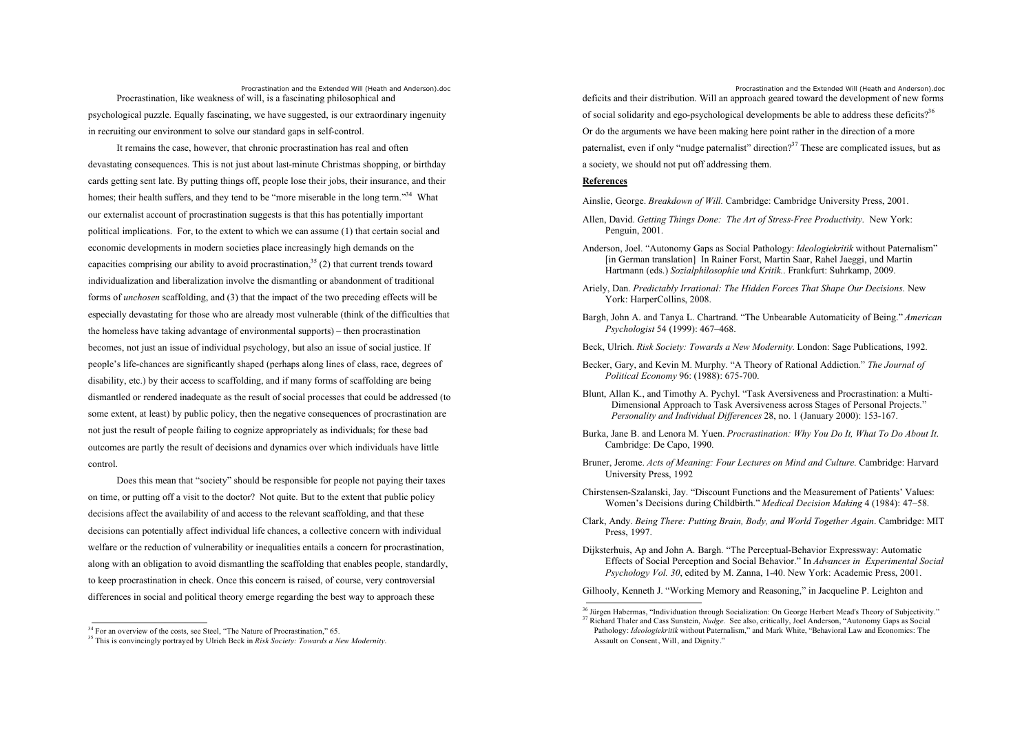Procrastination, like weakness of will, is a fascinating philosophical and psychological puzzle. Equally fascinating, we have suggested, is our extraordinary ingenuity in recruiting our environment to solve our standard gaps in self-control.

It remains the case, however, that chronic procrastination has real and often devastating consequences. This is not just about last-minute Christmas shopping, or birthday cards getting sent late. By putting things off, people lose their jobs, their insurance, and their homes; their health suffers, and they tend to be "more miserable in the long term."[34] What our externalist account of procrastination suggests is that this has potentially important political implications. For, to the extent to which we can assume (1) that certain social and economic developments in modern societies place increasingly high demands on the capacities comprising our ability to avoid procrastination,[35] (2) that current trends toward individualization and liberalization involve the dismantling or abandonment of traditional forms of *unchosen* scaffolding, and (3) that the impact of the two preceding effects will be especially devastating for those who are already most vulnerable (think of the difficulties that the homeless have taking advantage of environmental supports) – then procrastination becomes, not just an issue of individual psychology, but also an issue of social justice. If people's life-chances are significantly shaped (perhaps along lines of class, race, degrees of disability, etc.) by their access to scaffolding, and if many forms of scaffolding are being dismantled or rendered inadequate as the result of social processes that could be addressed (to some extent, at least) by public policy, then the negative consequences of procrastination are not just the result of people failing to cognize appropriately as individuals; for these bad outcomes are partly the result of decisions and dynamics over which individuals have little control.

Does this mean that "society" should be responsible for people not paying their taxes on time, or putting off a visit to the doctor? Not quite. But to the extent that public policy decisions affect the availability of and access to the relevant scaffolding, and that these decisions can potentially affect individual life chances, a collective concern with individual welfare or the reduction of vulnerability or inequalities entails a concern for procrastination, along with an obligation to avoid dismantling the scaffolding that enables people, standardly, to keep procrastination in check. Once this concern is raised, of course, very controversial differences in social and political theory emerge regarding the best way to approach these deficits and their distribution. Will an approach geared toward the development of new forms of social solidarity and ego-psychological developments be able to address these deficits?[36] Or do the arguments we have been making here point rather in the direction of a more paternalist, even if only "nudge paternalist" direction?[37] These are complicated issues, but as a society, we should not put off addressing them.

[34] For an overview of the costs, see Steel, "The Nature of Procrastination," 65.

[35] This is convincingly portrayed by Ulrich Beck in *Risk Society: Towards a New Modernity*.

[36] Jürgen Habermas, "Individuation through Socialization: On George Herbert Mead's Theory of Subjectivity."

[37] Richard Thaler and Cass Sunstein, *Nudge*. See also, critically, Joel Anderson, "Autonomy Gaps as Social Pathology: *Ideologiekritik* without Paternalism," and Mark White, "Behavioral Law and Economics: The Assault on Consent, Will, and Dignity."

## References

Ainslie, George. *Breakdown of Will.* Cambridge: Cambridge University Press, 2001.

Allen, David. *Getting Things Done: The Art of Stress-Free Productivity*. New York: Penguin, 2001.

Anderson, Joel. "Autonomy Gaps as Social Pathology: *Ideologiekritik* without Paternalism" [in German translation] In Rainer Forst, Martin Saar, Rahel Jaeggi, und Martin Hartmann (eds.) *Sozialphilosophie und Kritik.*. Frankfurt: Suhrkamp, 2009.

Ariely, Dan. *Predictably Irrational: The Hidden Forces That Shape Our Decisions*. New York: HarperCollins, 2008.

Bargh, John A. and Tanya L. Chartrand. "The Unbearable Automaticity of Being." *American Psychologist* 54 (1999): 467–468.

Beck, Ulrich. *Risk Society: Towards a New Modernity*. London: Sage Publications, 1992.

Becker, Gary, and Kevin M. Murphy. "A Theory of Rational Addiction." *The Journal of Political Economy* 96: (1988): 675-700.

Blunt, Allan K., and Timothy A. Pychyl. "Task Aversiveness and Procrastination: a Multi-Dimensional Approach to Task Aversiveness across Stages of Personal Projects." *Personality and Individual Differences* 28, no. 1 (January 2000): 153-167.

Burka, Jane B. and Lenora M. Yuen. *Procrastination: Why You Do It, What To Do About It*. Cambridge: De Capo, 1990.

Bruner, Jerome. *Acts of Meaning: Four Lectures on Mind and Culture*. Cambridge: Harvard University Press, 1992

Chirstensen-Szalanski, Jay. "Discount Functions and the Measurement of Patients' Values: Women's Decisions during Childbirth." *Medical Decision Making* 4 (1984): 47–58.

Clark, Andy. *Being There: Putting Brain, Body, and World Together Again*. Cambridge: MIT Press, 1997.

Dijksterhuis, Ap and John A. Bargh. "The Perceptual-Behavior Expressway: Automatic Effects of Social Perception and Social Behavior." In *Advances in Experimental Social Psychology Vol. 30*, edited by M. Zanna, 1-40. New York: Academic Press, 2001.

Gilhooly, Kenneth J. "Working Memory and Reasoning," in Jacqueline P. Leighton and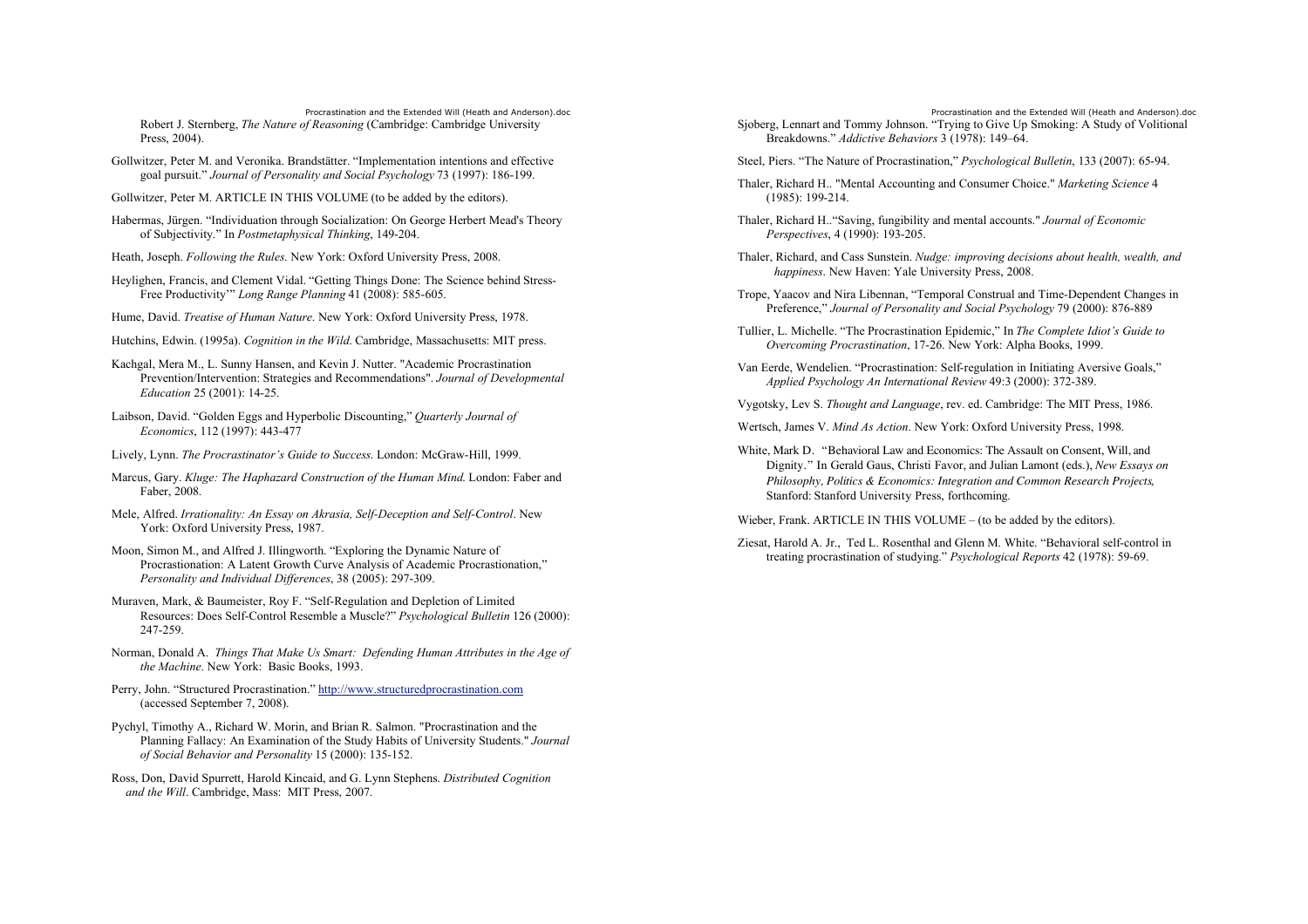Robert J. Sternberg, *The Nature of Reasoning* (Cambridge: Cambridge University Press, 2004).

Gollwitzer, Peter M. and Veronika. Brandstätter. "Implementation intentions and effective goal pursuit." *Journal of Personality and Social Psychology* 73 (1997): 186-199.

Gollwitzer, Peter M. ARTICLE IN THIS VOLUME (to be added by the editors).

Habermas, Jürgen. "Individuation through Socialization: On George Herbert Mead's Theory of Subjectivity." In *Postmetaphysical Thinking*, 149-204.

Heath, Joseph. *Following the Rules*. New York: Oxford University Press, 2008.

Heylighen, Francis, and Clement Vidal. "Getting Things Done: The Science behind Stress-Free Productivity'" *Long Range Planning* 41 (2008): 585-605.

Hume, David. *Treatise of Human Nature*. New York: Oxford University Press, 1978.

Hutchins, Edwin. (1995a). *Cognition in the Wild*. Cambridge, Massachusetts: MIT press.

Kachgal, Mera M., L. Sunny Hansen, and Kevin J. Nutter. "Academic Procrastination Prevention/Intervention: Strategies and Recommendations". *Journal of Developmental Education* 25 (2001): 14-25.

Laibson, David. "Golden Eggs and Hyperbolic Discounting," *Quarterly Journal of Economics*, 112 (1997): 443-477

Lively, Lynn. *The Procrastinator's Guide to Success*. London: McGraw-Hill, 1999.

Marcus, Gary. *Kluge: The Haphazard Construction of the Human Mind*. London: Faber and Faber, 2008.

Mele, Alfred. *Irrationality: An Essay on Akrasia, Self-Deception and Self-Control*. New York: Oxford University Press, 1987.

Moon, Simon M., and Alfred J. Illingworth. "Exploring the Dynamic Nature of Procrastionation: A Latent Growth Curve Analysis of Academic Procrastionation," *Personality and Individual Differences*, 38 (2005): 297-309.

Muraven, Mark, & Baumeister, Roy F. "Self-Regulation and Depletion of Limited Resources: Does Self-Control Resemble a Muscle?" *Psychological Bulletin* 126 (2000): 247-259.

Norman, Donald A. *Things That Make Us Smart: Defending Human Attributes in the Age of the Machine*. New York: Basic Books, 1993.

Perry, John. "Structured Procrastination." http://www.structuredprocrastination.com (accessed September 7, 2008).

Pychyl, Timothy A., Richard W. Morin, and Brian R. Salmon. "Procrastination and the Planning Fallacy: An Examination of the Study Habits of University Students." *Journal of Social Behavior and Personality* 15 (2000): 135-152.

Ross, Don, David Spurrett, Harold Kincaid, and G. Lynn Stephens. *Distributed Cognition and the Will*. Cambridge, Mass: MIT Press, 2007.

Sjoberg, Lennart and Tommy Johnson. "Trying to Give Up Smoking: A Study of Volitional Breakdowns." *Addictive Behaviors* 3 (1978): 149–64.

Steel, Piers. "The Nature of Procrastination," *Psychological Bulletin*, 133 (2007): 65-94.

Thaler, Richard H.. "Mental Accounting and Consumer Choice." *Marketing Science* 4 (1985): 199-214.

Thaler, Richard H.."Saving, fungibility and mental accounts." *Journal of Economic Perspectives*, 4 (1990): 193-205.

Thaler, Richard, and Cass Sunstein. *Nudge: improving decisions about health, wealth, and happiness*. New Haven: Yale University Press, 2008.

Trope, Yaacov and Nira Libenman, "Temporal Construal and Time-Dependent Changes in Preference," *Journal of Personality and Social Psychology* 79 (2000): 876-889

Tullier, L. Michelle. "The Procrastination Epidemic," In *The Complete Idiot's Guide to Overcoming Procrastination*, 17-26. New York: Alpha Books, 1999.

Van Eerde, Wendelien. "Procrastination: Self-regulation in Initiating Aversive Goals," *Applied Psychology An International Review* 49:3 (2000): 372-389.

Vygotsky, Lev S. *Thought and Language*, rev. ed. Cambridge: The MIT Press, 1986.

Wertsch, James V. *Mind As Action*. New York: Oxford University Press, 1998.

White, Mark D. "Behavioral Law and Economics: The Assault on Consent, Will, and Dignity." In Gerald Gaus, Christi Favor, and Julian Lamont (eds.), *New Essays on Philosophy, Politics & Economics: Integration and Common Research Projects*, Stanford: Stanford University Press, forthcoming.

Wieber, Frank. ARTICLE IN THIS VOLUME – (to be added by the editors).

Ziesat, Harold A. Jr., Ted L. Rosenthal and Glenn M. White. "Behavioral self-control in treating procrastination of studying." *Psychological Reports* 42 (1978): 59-69.